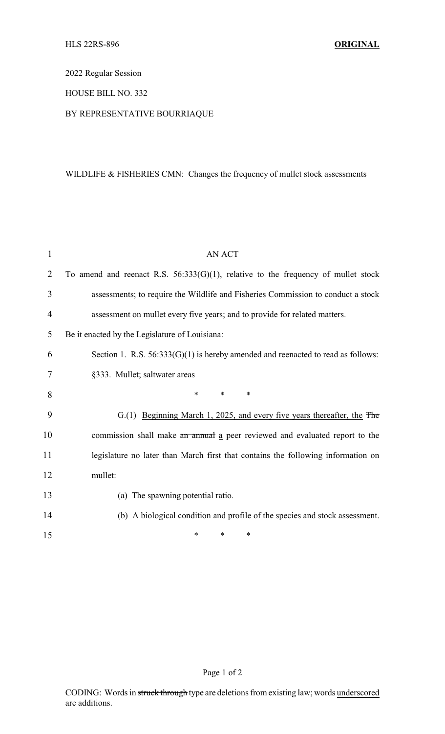HLS 22RS-896 **ORIGINAL**

2022 Regular Session

HOUSE BILL NO. 332

BY REPRESENTATIVE BOURRIAQUE

WILDLIFE & FISHERIES CMN: Changes the frequency of mullet stock assessments

AN ACT

To amend and reenact R.S. 56:333(G)(1), relative to the frequency of mullet stock assessments; to require the Wildlife and Fisheries Commission to conduct a stock assessment on mullet every five years; and to provide for related matters.

Be it enacted by the Legislature of Louisiana:

Section 1. R.S. 56:333(G)(1) is hereby amended and reenacted to read as follows:

§333. Mullet; saltwater areas

\* \* \*

G.(1) <u>Beginning March 1, 2025, and every five years thereafter, the</u> ~~The~~ commission shall make ~~an annual~~ <u>a</u> peer reviewed and evaluated report to the legislature no later than March first that contains the following information on mullet:

(a) The spawning potential ratio.

(b) A biological condition and profile of the species and stock assessment.

\* \* \*

CODING: Words in ~~struck through~~ type are deletions from existing law; words <u>underscored</u> are additions.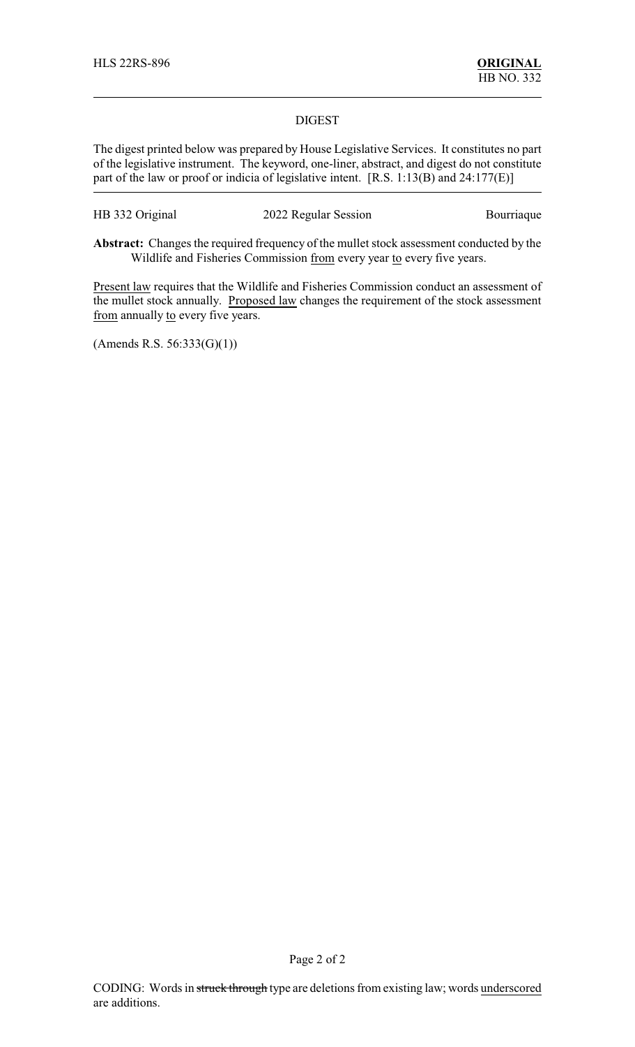# DIGEST

The digest printed below was prepared by House Legislative Services. It constitutes no part of the legislative instrument. The keyword, one-liner, abstract, and digest do not constitute part of the law or proof or indicia of legislative intent. [R.S. 1:13(B) and 24:177(E)]

HB 332 Original | 2022 Regular Session | Bourriaque

**Abstract:** Changes the required frequency of the mullet stock assessment conducted by the Wildlife and Fisheries Commission from every year to every five years.

Present law requires that the Wildlife and Fisheries Commission conduct an assessment of the mullet stock annually. Proposed law changes the requirement of the stock assessment from annually to every five years.

(Amends R.S. 56:333(G)(1))

CODING: Words in struck through type are deletions from existing law; words underscored are additions.